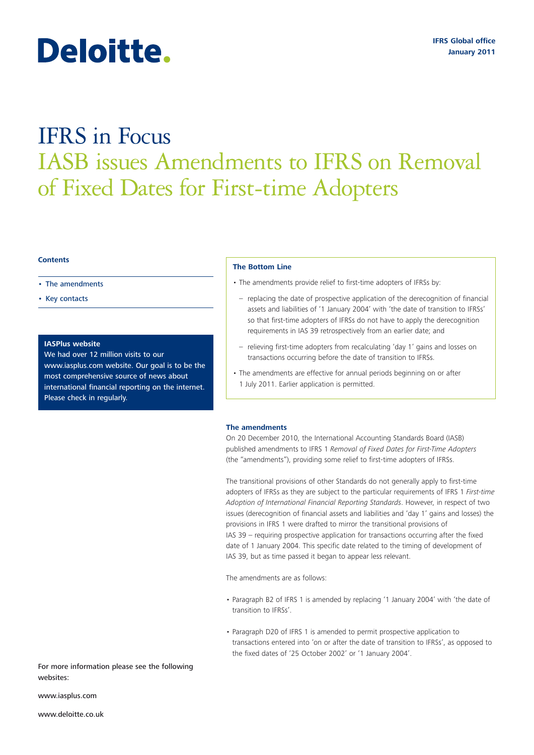Deloitte.

IFRS Global office
January 2011

# IFRS in Focus
## IASB issues Amendments to IFRS on Removal of Fixed Dates for First-time Adopters

**Contents**

- The amendments
- Key contacts

**IASPlus website**
We had over 12 million visits to our www.iasplus.com website. Our goal is to be the most comprehensive source of news about international financial reporting on the internet. Please check in regularly.

**The Bottom Line**

- The amendments provide relief to first-time adopters of IFRSs by:
  - replacing the date of prospective application of the derecognition of financial assets and liabilities of '1 January 2004' with 'the date of transition to IFRSs' so that first-time adopters of IFRSs do not have to apply the derecognition requirements in IAS 39 retrospectively from an earlier date; and
  - relieving first-time adopters from recalculating 'day 1' gains and losses on transactions occurring before the date of transition to IFRSs.
- The amendments are effective for annual periods beginning on or after 1 July 2011. Earlier application is permitted.

**The amendments**

On 20 December 2010, the International Accounting Standards Board (IASB) published amendments to IFRS 1 *Removal of Fixed Dates for First-Time Adopters* (the "amendments"), providing some relief to first-time adopters of IFRSs.

The transitional provisions of other Standards do not generally apply to first-time adopters of IFRSs as they are subject to the particular requirements of IFRS 1 *First-time Adoption of International Financial Reporting Standards*. However, in respect of two issues (derecognition of financial assets and liabilities and 'day 1' gains and losses) the provisions in IFRS 1 were drafted to mirror the transitional provisions of IAS 39 – requiring prospective application for transactions occurring after the fixed date of 1 January 2004. This specific date related to the timing of development of IAS 39, but as time passed it began to appear less relevant.

The amendments are as follows:

- Paragraph B2 of IFRS 1 is amended by replacing '1 January 2004' with 'the date of transition to IFRSs'.
- Paragraph D20 of IFRS 1 is amended to permit prospective application to transactions entered into 'on or after the date of transition to IFRSs', as opposed to the fixed dates of '25 October 2002' or '1 January 2004'.

For more information please see the following websites:

www.iasplus.com

www.deloitte.co.uk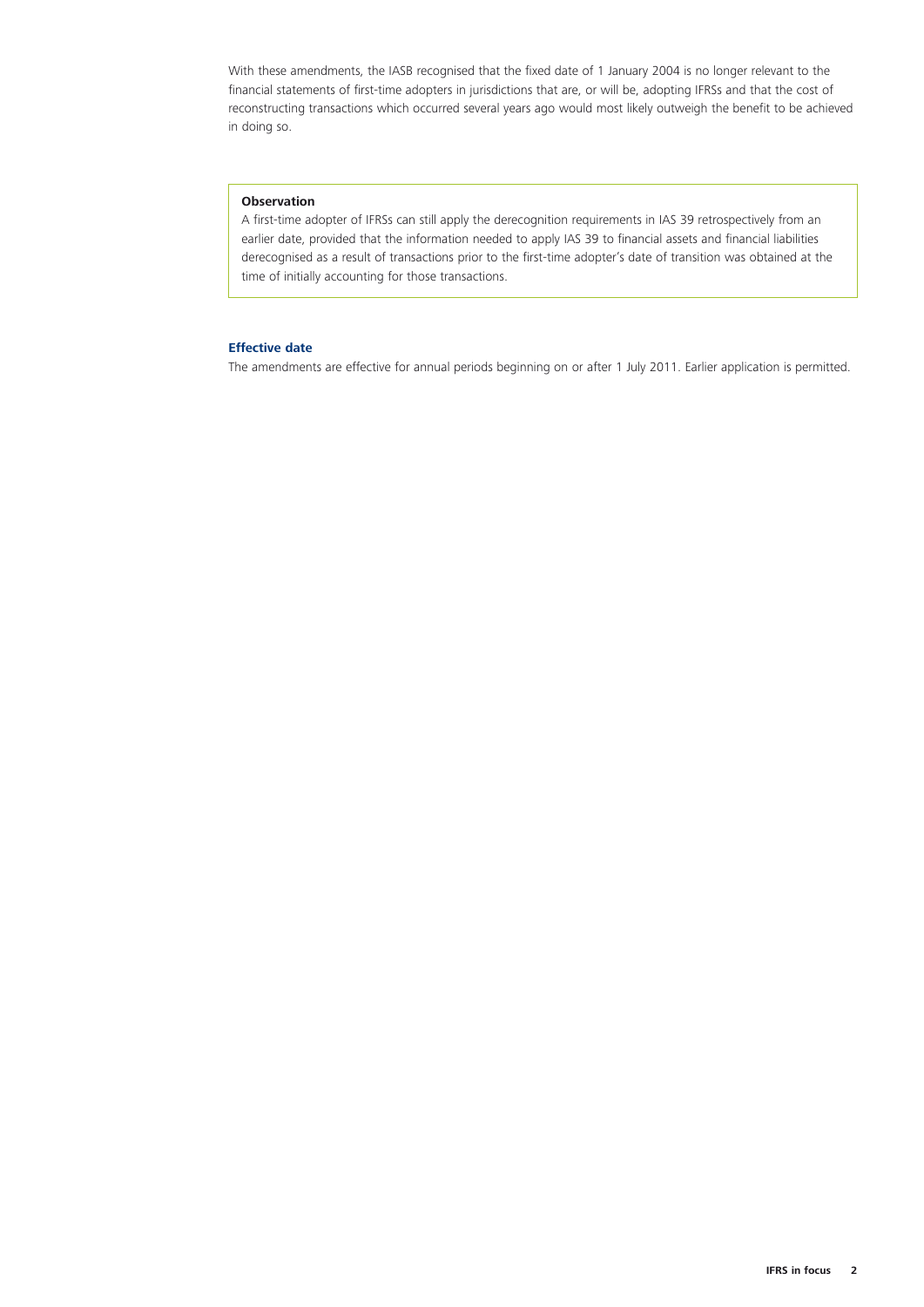With these amendments, the IASB recognised that the fixed date of 1 January 2004 is no longer relevant to the financial statements of first-time adopters in jurisdictions that are, or will be, adopting IFRSs and that the cost of reconstructing transactions which occurred several years ago would most likely outweigh the benefit to be achieved in doing so.

**Observation**

A first-time adopter of IFRSs can still apply the derecognition requirements in IAS 39 retrospectively from an earlier date, provided that the information needed to apply IAS 39 to financial assets and financial liabilities derecognised as a result of transactions prior to the first-time adopter's date of transition was obtained at the time of initially accounting for those transactions.

### Effective date

The amendments are effective for annual periods beginning on or after 1 July 2011. Earlier application is permitted.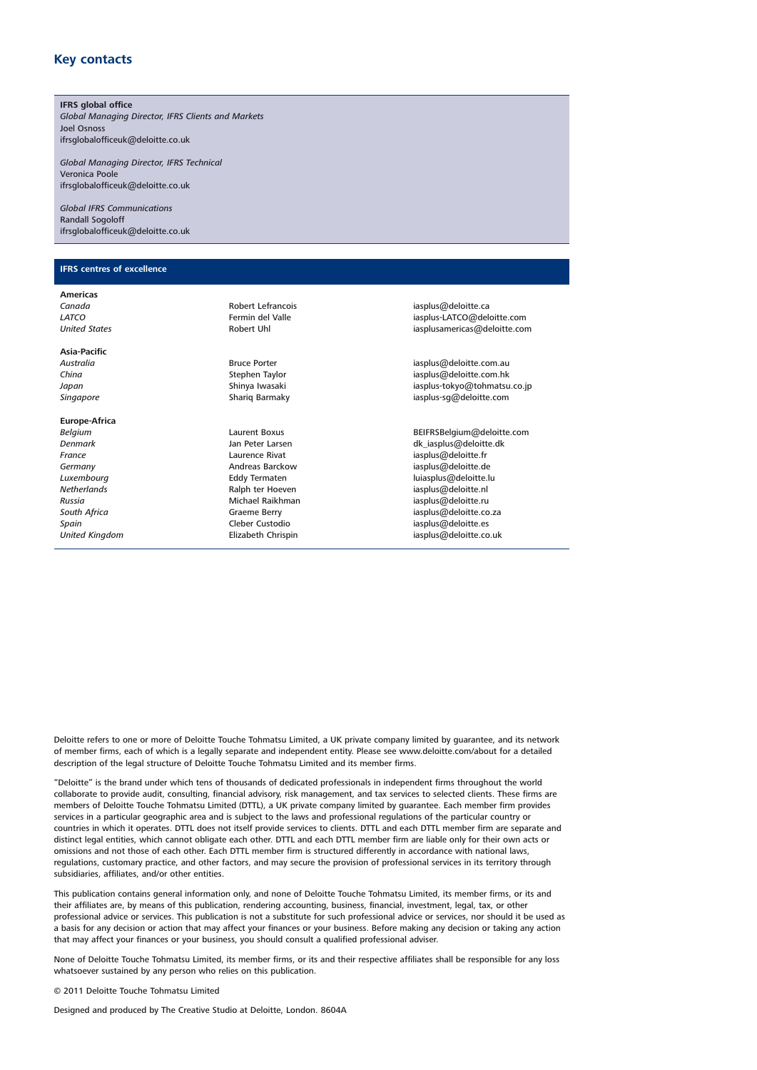## Key contacts

**IFRS global office**
*Global Managing Director, IFRS Clients and Markets*
Joel Osnoss
ifrsglobalofficeuk@deloitte.co.uk

*Global Managing Director, IFRS Technical*
Veronica Poole
ifrsglobalofficeuk@deloitte.co.uk

*Global IFRS Communications*
Randall Sogoloff
ifrsglobalofficeuk@deloitte.co.uk

### IFRS centres of excellence

| | | |
|---|---|---|
| **Americas** | | |
| *Canada* | Robert Lefrancois | iasplus@deloitte.ca |
| *LATCO* | Fermin del Valle | iasplus-LATCO@deloitte.com |
| *United States* | Robert Uhl | iasplusamericas@deloitte.com |
| **Asia-Pacific** | | |
| *Australia* | Bruce Porter | iasplus@deloitte.com.au |
| *China* | Stephen Taylor | iasplus@deloitte.com.hk |
| *Japan* | Shinya Iwasaki | iasplus-tokyo@tohmatsu.co.jp |
| *Singapore* | Shariq Barmaky | iasplus-sg@deloitte.com |
| **Europe-Africa** | | |
| *Belgium* | Laurent Boxus | BEIFRSBelgium@deloitte.com |
| *Denmark* | Jan Peter Larsen | dk_iasplus@deloitte.dk |
| *France* | Laurence Rivat | iasplus@deloitte.fr |
| *Germany* | Andreas Barckow | iasplus@deloitte.de |
| *Luxembourg* | Eddy Termaten | luiasplus@deloitte.lu |
| *Netherlands* | Ralph ter Hoeven | iasplus@deloitte.nl |
| *Russia* | Michael Raikhman | iasplus@deloitte.ru |
| *South Africa* | Graeme Berry | iasplus@deloitte.co.za |
| *Spain* | Cleber Custodio | iasplus@deloitte.es |
| *United Kingdom* | Elizabeth Chrispin | iasplus@deloitte.co.uk |

Deloitte refers to one or more of Deloitte Touche Tohmatsu Limited, a UK private company limited by guarantee, and its network of member firms, each of which is a legally separate and independent entity. Please see www.deloitte.com/about for a detailed description of the legal structure of Deloitte Touche Tohmatsu Limited and its member firms.

"Deloitte" is the brand under which tens of thousands of dedicated professionals in independent firms throughout the world collaborate to provide audit, consulting, financial advisory, risk management, and tax services to selected clients. These firms are members of Deloitte Touche Tohmatsu Limited (DTTL), a UK private company limited by guarantee. Each member firm provides services in a particular geographic area and is subject to the laws and professional regulations of the particular country or countries in which it operates. DTTL does not itself provide services to clients. DTTL and each DTTL member firm are separate and distinct legal entities, which cannot obligate each other. DTTL and each DTTL member firm are liable only for their own acts or omissions and not those of each other. Each DTTL member firm is structured differently in accordance with national laws, regulations, customary practice, and other factors, and may secure the provision of professional services in its territory through subsidiaries, affiliates, and/or other entities.

This publication contains general information only, and none of Deloitte Touche Tohmatsu Limited, its member firms, or its and their affiliates are, by means of this publication, rendering accounting, business, financial, investment, legal, tax, or other professional advice or services. This publication is not a substitute for such professional advice or services, nor should it be used as a basis for any decision or action that may affect your finances or your business. Before making any decision or taking any action that may affect your finances or your business, you should consult a qualified professional adviser.

None of Deloitte Touche Tohmatsu Limited, its member firms, or its and their respective affiliates shall be responsible for any loss whatsoever sustained by any person who relies on this publication.

© 2011 Deloitte Touche Tohmatsu Limited

Designed and produced by The Creative Studio at Deloitte, London. 8604A